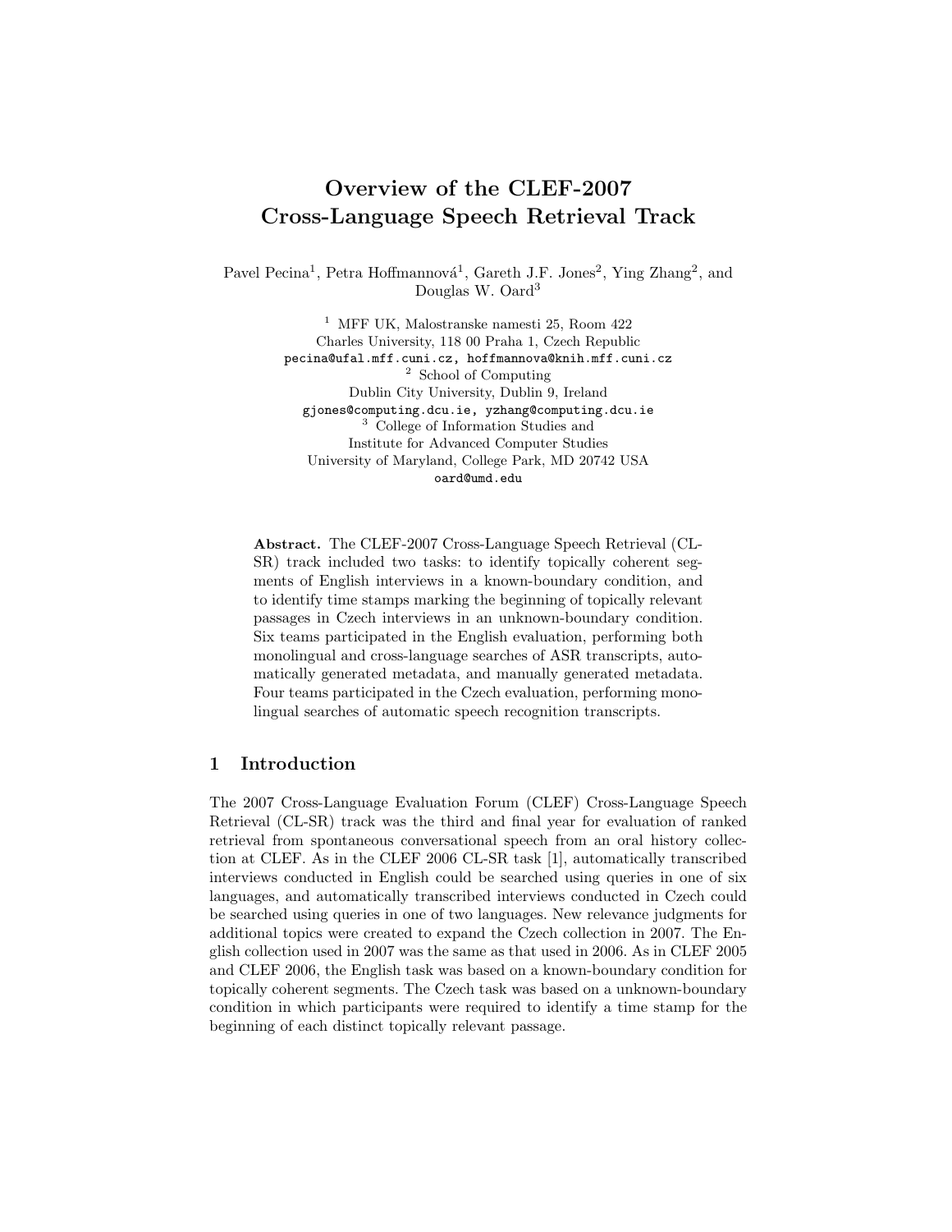# Overview of the CLEF-2007 Cross-Language Speech Retrieval Track

Pavel Pecina[1], Petra Hoffmannová[1], Gareth J.F. Jones[2], Ying Zhang[2], and Douglas W. Oard[3]

[1] MFF UK, Malostranske namesti 25, Room 422
Charles University, 118 00 Praha 1, Czech Republic
pecina@ufal.mff.cuni.cz, hoffmannova@knih.mff.cuni.cz

[2] School of Computing
Dublin City University, Dublin 9, Ireland
gjones@computing.dcu.ie, yzhang@computing.dcu.ie

[3] College of Information Studies and
Institute for Advanced Computer Studies
University of Maryland, College Park, MD 20742 USA
oard@umd.edu

**Abstract.** The CLEF-2007 Cross-Language Speech Retrieval (CL-SR) track included two tasks: to identify topically coherent segments of English interviews in a known-boundary condition, and to identify time stamps marking the beginning of topically relevant passages in Czech interviews in an unknown-boundary condition. Six teams participated in the English evaluation, performing both monolingual and cross-language searches of ASR transcripts, automatically generated metadata, and manually generated metadata. Four teams participated in the Czech evaluation, performing monolingual searches of automatic speech recognition transcripts.

## 1 Introduction

The 2007 Cross-Language Evaluation Forum (CLEF) Cross-Language Speech Retrieval (CL-SR) track was the third and final year for evaluation of ranked retrieval from spontaneous conversational speech from an oral history collection at CLEF. As in the CLEF 2006 CL-SR task [1], automatically transcribed interviews conducted in English could be searched using queries in one of six languages, and automatically transcribed interviews conducted in Czech could be searched using queries in one of two languages. New relevance judgments for additional topics were created to expand the Czech collection in 2007. The English collection used in 2007 was the same as that used in 2006. As in CLEF 2005 and CLEF 2006, the English task was based on a known-boundary condition for topically coherent segments. The Czech task was based on a unknown-boundary condition in which participants were required to identify a time stamp for the beginning of each distinct topically relevant passage.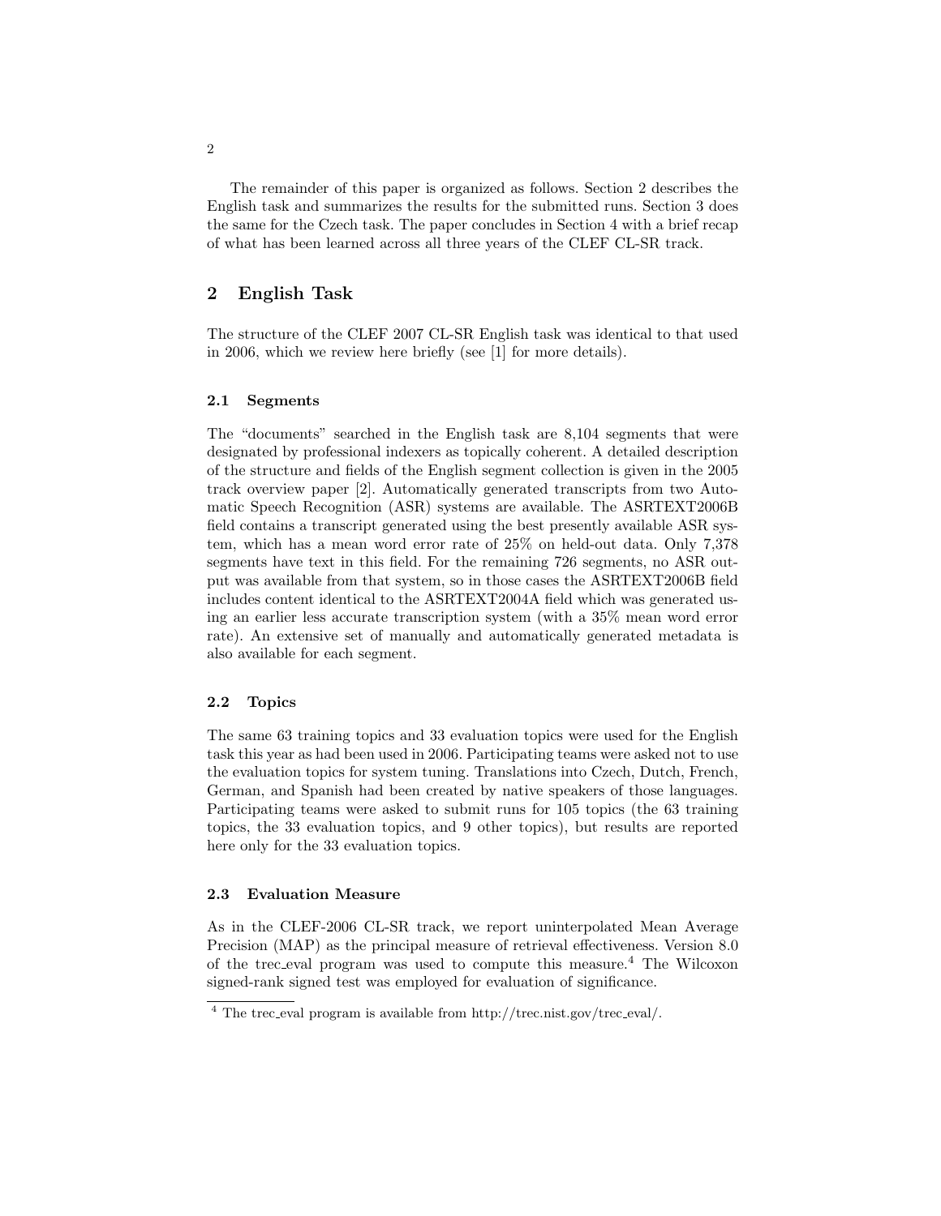The remainder of this paper is organized as follows. Section 2 describes the English task and summarizes the results for the submitted runs. Section 3 does the same for the Czech task. The paper concludes in Section 4 with a brief recap of what has been learned across all three years of the CLEF CL-SR track.

## 2 English Task

The structure of the CLEF 2007 CL-SR English task was identical to that used in 2006, which we review here briefly (see [1] for more details).

### 2.1 Segments

The "documents" searched in the English task are 8,104 segments that were designated by professional indexers as topically coherent. A detailed description of the structure and fields of the English segment collection is given in the 2005 track overview paper [2]. Automatically generated transcripts from two Automatic Speech Recognition (ASR) systems are available. The ASRTEXT2006B field contains a transcript generated using the best presently available ASR system, which has a mean word error rate of 25% on held-out data. Only 7,378 segments have text in this field. For the remaining 726 segments, no ASR output was available from that system, so in those cases the ASRTEXT2006B field includes content identical to the ASRTEXT2004A field which was generated using an earlier less accurate transcription system (with a 35% mean word error rate). An extensive set of manually and automatically generated metadata is also available for each segment.

### 2.2 Topics

The same 63 training topics and 33 evaluation topics were used for the English task this year as had been used in 2006. Participating teams were asked not to use the evaluation topics for system tuning. Translations into Czech, Dutch, French, German, and Spanish had been created by native speakers of those languages. Participating teams were asked to submit runs for 105 topics (the 63 training topics, the 33 evaluation topics, and 9 other topics), but results are reported here only for the 33 evaluation topics.

### 2.3 Evaluation Measure

As in the CLEF-2006 CL-SR track, we report uninterpolated Mean Average Precision (MAP) as the principal measure of retrieval effectiveness. Version 8.0 of the trec_eval program was used to compute this measure.[4] The Wilcoxon signed-rank signed test was employed for evaluation of significance.

[4] The trec_eval program is available from http://trec.nist.gov/trec_eval/.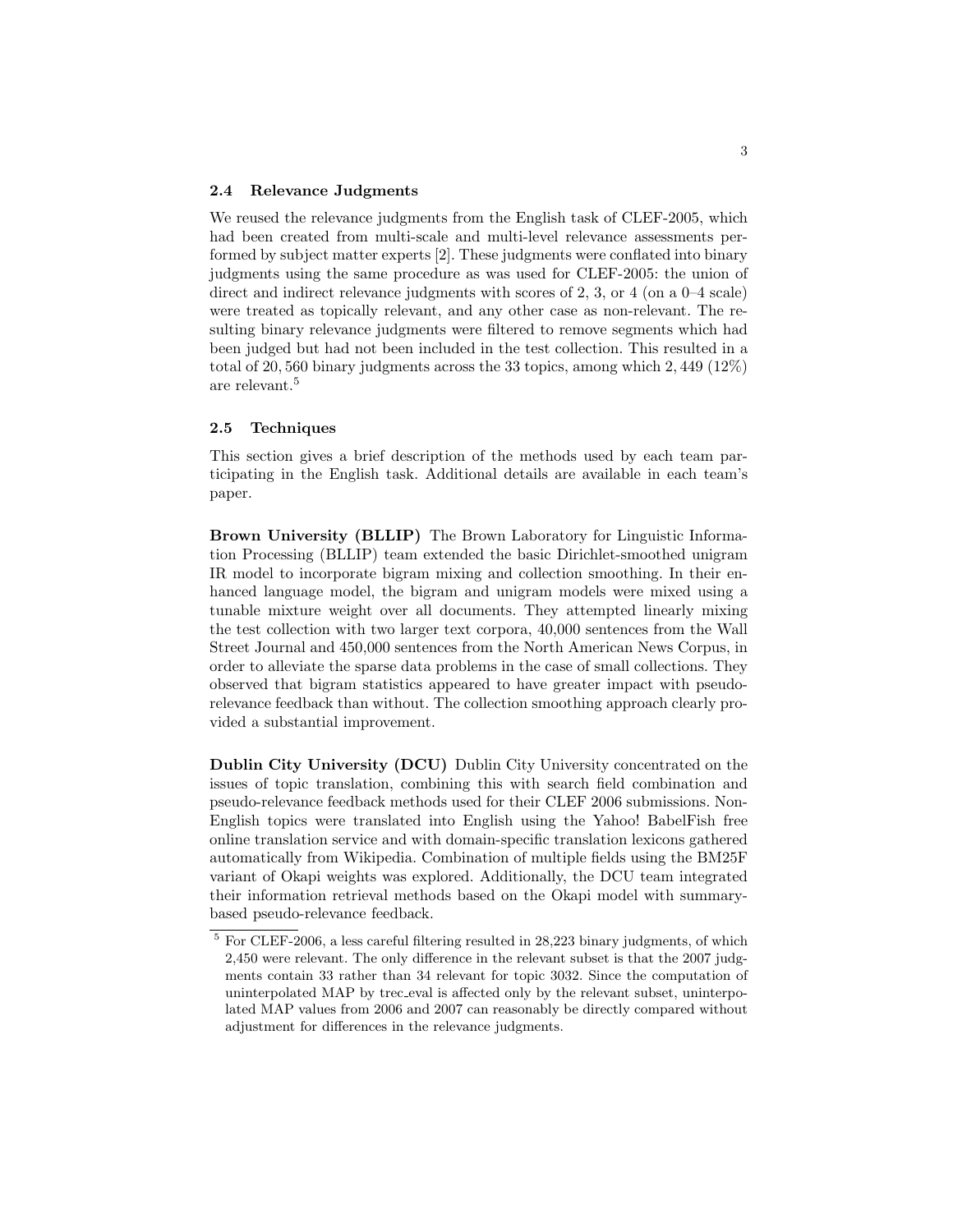### 2.4 Relevance Judgments

We reused the relevance judgments from the English task of CLEF-2005, which had been created from multi-scale and multi-level relevance assessments performed by subject matter experts [2]. These judgments were conflated into binary judgments using the same procedure as was used for CLEF-2005: the union of direct and indirect relevance judgments with scores of 2, 3, or 4 (on a 0–4 scale) were treated as topically relevant, and any other case as non-relevant. The resulting binary relevance judgments were filtered to remove segments which had been judged but had not been included in the test collection. This resulted in a total of 20,560 binary judgments across the 33 topics, among which 2,449 (12%) are relevant.[5]

### 2.5 Techniques

This section gives a brief description of the methods used by each team participating in the English task. Additional details are available in each team's paper.

**Brown University (BLLIP)** The Brown Laboratory for Linguistic Information Processing (BLLIP) team extended the basic Dirichlet-smoothed unigram IR model to incorporate bigram mixing and collection smoothing. In their enhanced language model, the bigram and unigram models were mixed using a tunable mixture weight over all documents. They attempted linearly mixing the test collection with two larger text corpora, 40,000 sentences from the Wall Street Journal and 450,000 sentences from the North American News Corpus, in order to alleviate the sparse data problems in the case of small collections. They observed that bigram statistics appeared to have greater impact with pseudo-relevance feedback than without. The collection smoothing approach clearly provided a substantial improvement.

**Dublin City University (DCU)** Dublin City University concentrated on the issues of topic translation, combining this with search field combination and pseudo-relevance feedback methods used for their CLEF 2006 submissions. Non-English topics were translated into English using the Yahoo! BabelFish free online translation service and with domain-specific translation lexicons gathered automatically from Wikipedia. Combination of multiple fields using the BM25F variant of Okapi weights was explored. Additionally, the DCU team integrated their information retrieval methods based on the Okapi model with summary-based pseudo-relevance feedback.

[5] For CLEF-2006, a less careful filtering resulted in 28,223 binary judgments, of which 2,450 were relevant. The only difference in the relevant subset is that the 2007 judgments contain 33 rather than 34 relevant for topic 3032. Since the computation of uninterpolated MAP by trec_eval is affected only by the relevant subset, uninterpolated MAP values from 2006 and 2007 can reasonably be directly compared without adjustment for differences in the relevance judgments.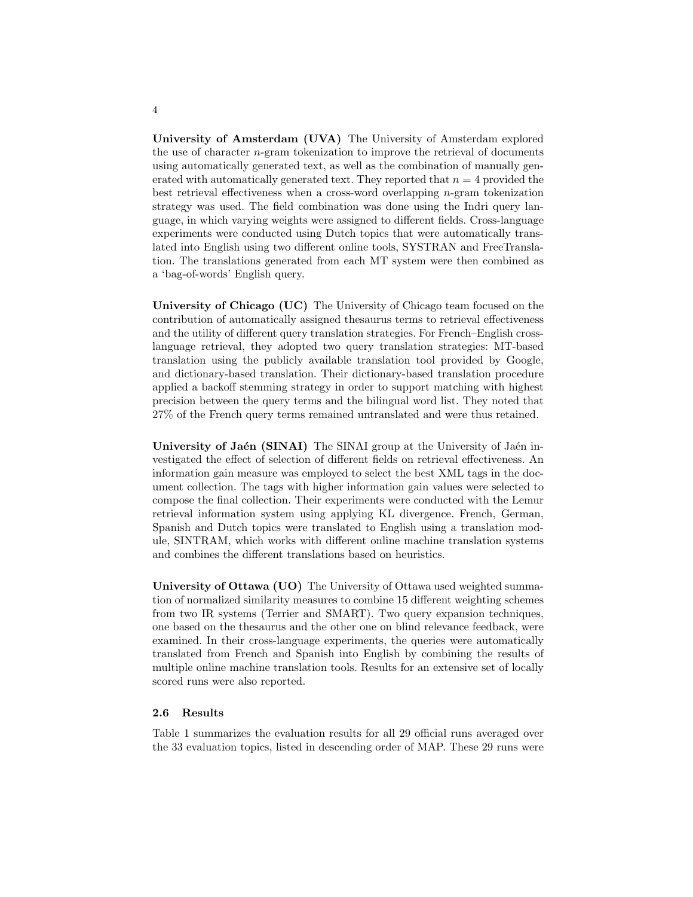**University of Amsterdam (UVA)** The University of Amsterdam explored the use of character $n$-gram tokenization to improve the retrieval of documents using automatically generated text, as well as the combination of manually generated with automatically generated text. They reported that $n = 4$ provided the best retrieval effectiveness when a cross-word overlapping $n$-gram tokenization strategy was used. The field combination was done using the Indri query language, in which varying weights were assigned to different fields. Cross-language experiments were conducted using Dutch topics that were automatically translated into English using two different online tools, SYSTRAN and FreeTranslation. The translations generated from each MT system were then combined as a 'bag-of-words' English query.

**University of Chicago (UC)** The University of Chicago team focused on the contribution of automatically assigned thesaurus terms to retrieval effectiveness and the utility of different query translation strategies. For French–English cross-language retrieval, they adopted two query translation strategies: MT-based translation using the publicly available translation tool provided by Google, and dictionary-based translation. Their dictionary-based translation procedure applied a backoff stemming strategy in order to support matching with highest precision between the query terms and the bilingual word list. They noted that 27% of the French query terms remained untranslated and were thus retained.

**University of Jaén (SINAI)** The SINAI group at the University of Jaén investigated the effect of selection of different fields on retrieval effectiveness. An information gain measure was employed to select the best XML tags in the document collection. The tags with higher information gain values were selected to compose the final collection. Their experiments were conducted with the Lemur retrieval information system using applying KL divergence. French, German, Spanish and Dutch topics were translated to English using a translation module, SINTRAM, which works with different online machine translation systems and combines the different translations based on heuristics.

**University of Ottawa (UO)** The University of Ottawa used weighted summation of normalized similarity measures to combine 15 different weighting schemes from two IR systems (Terrier and SMART). Two query expansion techniques, one based on the thesaurus and the other one on blind relevance feedback, were examined. In their cross-language experiments, the queries were automatically translated from French and Spanish into English by combining the results of multiple online machine translation tools. Results for an extensive set of locally scored runs were also reported.

### 2.6 Results

Table 1 summarizes the evaluation results for all 29 official runs averaged over the 33 evaluation topics, listed in descending order of MAP. These 29 runs were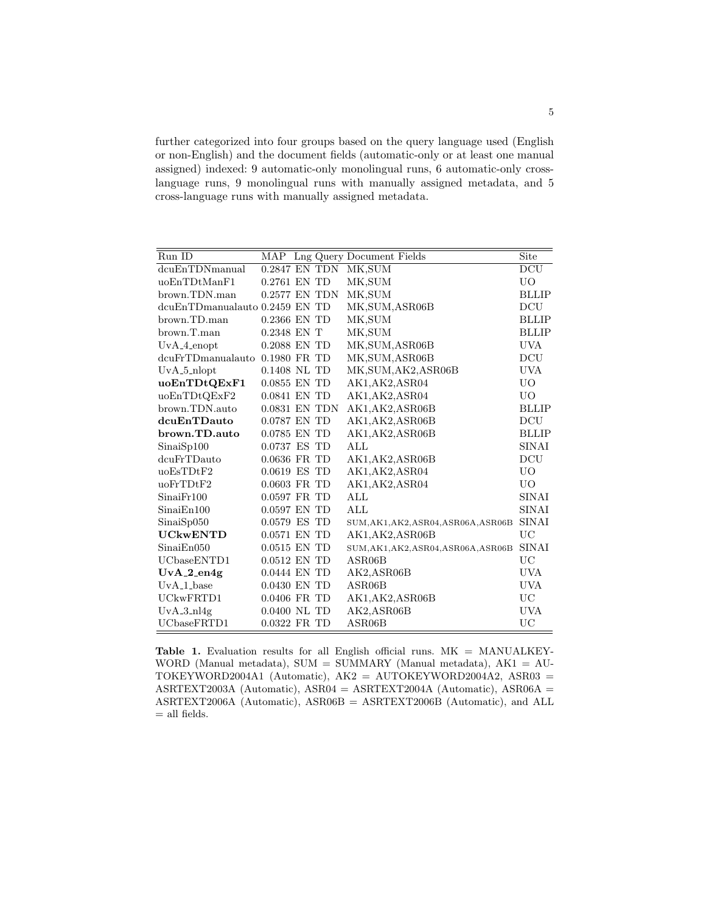further categorized into four groups based on the query language used (English or non-English) and the document fields (automatic-only or at least one manual assigned) indexed: 9 automatic-only monolingual runs, 6 automatic-only cross-language runs, 9 monolingual runs with manually assigned metadata, and 5 cross-language runs with manually assigned metadata.

| Run ID | MAP | Lng | Query | Document Fields | Site |
|---|---|---|---|---|---|
| dcuEnTDNmanual | 0.2847 | EN | TDN | MK,SUM | DCU |
| uoEnTDtManF1 | 0.2761 | EN | TD | MK,SUM | UO |
| brown.TDN.man | 0.2577 | EN | TDN | MK,SUM | BLLIP |
| dcuEnTDmanualauto | 0.2459 | EN | TD | MK,SUM,ASR06B | DCU |
| brown.TD.man | 0.2366 | EN | TD | MK,SUM | BLLIP |
| brown.T.man | 0.2348 | EN | T | MK,SUM | BLLIP |
| UvA_4_enopt | 0.2088 | EN | TD | MK,SUM,ASR06B | UVA |
| dcuFrTDmanualauto | 0.1980 | FR | TD | MK,SUM,ASR06B | DCU |
| UvA_5_nlopt | 0.1408 | NL | TD | MK,SUM,AK2,ASR06B | UVA |
| **uoEnTDtQExF1** | 0.0855 | EN | TD | AK1,AK2,ASR04 | UO |
| uoEnTDtQExF2 | 0.0841 | EN | TD | AK1,AK2,ASR04 | UO |
| brown.TDN.auto | 0.0831 | EN | TDN | AK1,AK2,ASR06B | BLLIP |
| **dcuEnTDauto** | 0.0787 | EN | TD | AK1,AK2,ASR06B | DCU |
| **brown.TD.auto** | 0.0785 | EN | TD | AK1,AK2,ASR06B | BLLIP |
| SinaiSp100 | 0.0737 | ES | TD | ALL | SINAI |
| dcuFrTDauto | 0.0636 | FR | TD | AK1,AK2,ASR06B | DCU |
| uoEsTDtF2 | 0.0619 | ES | TD | AK1,AK2,ASR04 | UO |
| uoFrTDtF2 | 0.0603 | FR | TD | AK1,AK2,ASR04 | UO |
| SinaiFr100 | 0.0597 | FR | TD | ALL | SINAI |
| SinaiEn100 | 0.0597 | EN | TD | ALL | SINAI |
| SinaiSp050 | 0.0579 | ES | TD | SUM,AK1,AK2,ASR04,ASR06A,ASR06B | SINAI |
| **UCkwENTD** | 0.0571 | EN | TD | AK1,AK2,ASR06B | UC |
| SinaiEn050 | 0.0515 | EN | TD | SUM,AK1,AK2,ASR04,ASR06A,ASR06B | SINAI |
| UCbaseENTD1 | 0.0512 | EN | TD | ASR06B | UC |
| **UvA_2_en4g** | 0.0444 | EN | TD | AK2,ASR06B | UVA |
| UvA_1_base | 0.0430 | EN | TD | ASR06B | UVA |
| UCkwFRTD1 | 0.0406 | FR | TD | AK1,AK2,ASR06B | UC |
| UvA_3_nl4g | 0.0400 | NL | TD | AK2,ASR06B | UVA |
| UCbaseFRTD1 | 0.0322 | FR | TD | ASR06B | UC |

**Table 1.** Evaluation results for all English official runs. MK = MANUALKEYWORD (Manual metadata), SUM = SUMMARY (Manual metadata), AK1 = AUTOKEYWORD2004A1 (Automatic), AK2 = AUTOKEYWORD2004A2, ASR03 = ASRTEXT2003A (Automatic), ASR04 = ASRTEXT2004A (Automatic), ASR06A = ASRTEXT2006A (Automatic), ASR06B = ASRTEXT2006B (Automatic), and ALL = all fields.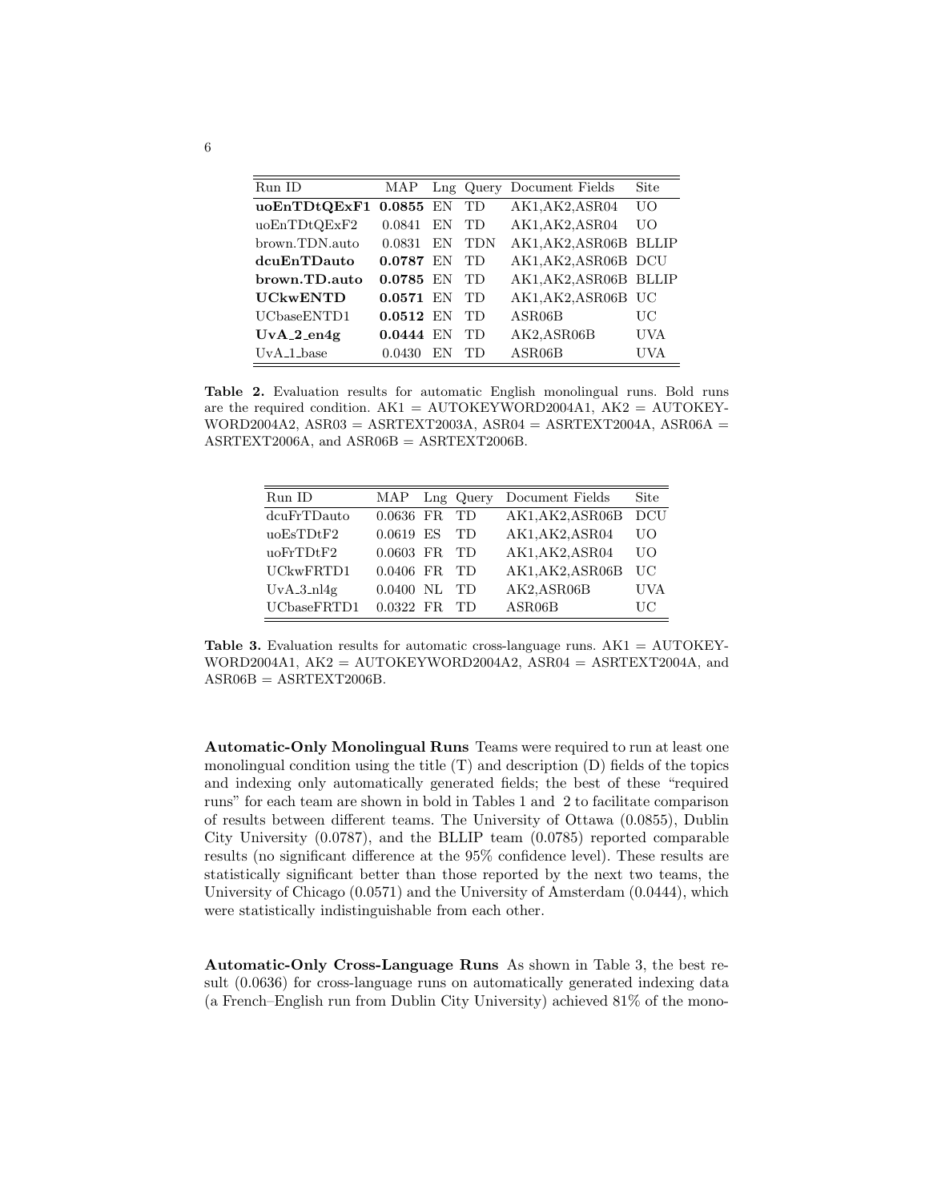| Run ID | MAP | Lng | Query | Document Fields | Site |
|---|---|---|---|---|---|
| **uoEnTDtQExF1** | **0.0855** | EN | TD | AK1,AK2,ASR04 | UO |
| uoEnTDtQExF2 | 0.0841 | EN | TD | AK1,AK2,ASR04 | UO |
| brown.TDN.auto | 0.0831 | EN | TDN | AK1,AK2,ASR06B | BLLIP |
| **dcuEnTDauto** | **0.0787** | EN | TD | AK1,AK2,ASR06B | DCU |
| **brown.TD.auto** | **0.0785** | EN | TD | AK1,AK2,ASR06B | BLLIP |
| **UCkwENTD** | **0.0571** | EN | TD | AK1,AK2,ASR06B | UC |
| UCbaseENTD1 | **0.0512** | EN | TD | ASR06B | UC |
| **UvA_2_en4g** | **0.0444** | EN | TD | AK2,ASR06B | UVA |
| UvA_1_base | 0.0430 | EN | TD | ASR06B | UVA |

**Table 2.** Evaluation results for automatic English monolingual runs. Bold runs are the required condition. AK1 = AUTOKEYWORD2004A1, AK2 = AUTOKEYWORD2004A2, ASR03 = ASRTEXT2003A, ASR04 = ASRTEXT2004A, ASR06A = ASRTEXT2006A, and ASR06B = ASRTEXT2006B.

| Run ID | MAP | Lng | Query | Document Fields | Site |
|---|---|---|---|---|---|
| dcuFrTDauto | 0.0636 | FR | TD | AK1,AK2,ASR06B | DCU |
| uoEsTDtF2 | 0.0619 | ES | TD | AK1,AK2,ASR04 | UO |
| uoFrTDtF2 | 0.0603 | FR | TD | AK1,AK2,ASR04 | UO |
| UCkwFRTD1 | 0.0406 | FR | TD | AK1,AK2,ASR06B | UC |
| UvA_3_nl4g | 0.0400 | NL | TD | AK2,ASR06B | UVA |
| UCbaseFRTD1 | 0.0322 | FR | TD | ASR06B | UC |

**Table 3.** Evaluation results for automatic cross-language runs. AK1 = AUTOKEYWORD2004A1, AK2 = AUTOKEYWORD2004A2, ASR04 = ASRTEXT2004A, and ASR06B = ASRTEXT2006B.

**Automatic-Only Monolingual Runs** Teams were required to run at least one monolingual condition using the title (T) and description (D) fields of the topics and indexing only automatically generated fields; the best of these "required runs" for each team are shown in bold in Tables 1 and 2 to facilitate comparison of results between different teams. The University of Ottawa (0.0855), Dublin City University (0.0787), and the BLLIP team (0.0785) reported comparable results (no significant difference at the 95% confidence level). These results are statistically significant better than those reported by the next two teams, the University of Chicago (0.0571) and the University of Amsterdam (0.0444), which were statistically indistinguishable from each other.

**Automatic-Only Cross-Language Runs** As shown in Table 3, the best result (0.0636) for cross-language runs on automatically generated indexing data (a French–English run from Dublin City University) achieved 81% of the mono-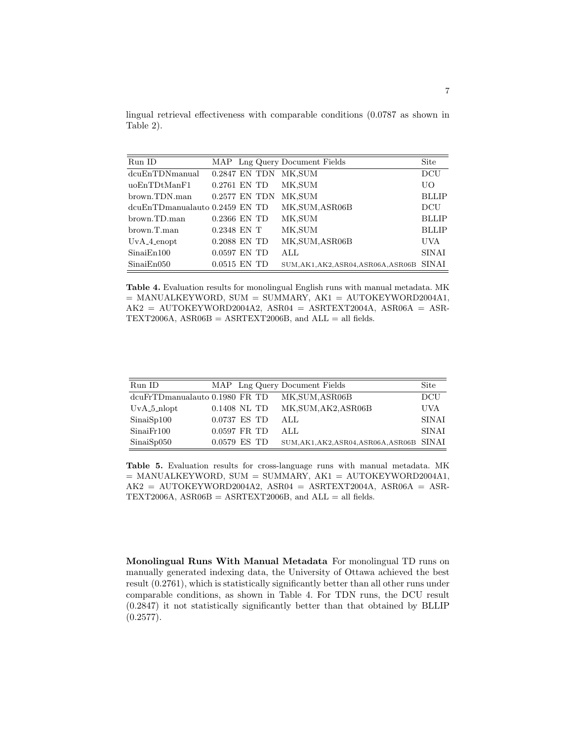lingual retrieval effectiveness with comparable conditions (0.0787 as shown in Table 2).

| Run ID | MAP | Lng | Query | Document Fields | Site |
|---|---|---|---|---|---|
| dcuEnTDNmanual | 0.2847 | EN | TDN | MK,SUM | DCU |
| uoEnTDtManF1 | 0.2761 | EN | TD | MK,SUM | UO |
| brown.TDN.man | 0.2577 | EN | TDN | MK,SUM | BLLIP |
| dcuEnTDmanualauto | 0.2459 | EN | TD | MK,SUM,ASR06B | DCU |
| brown.TD.man | 0.2366 | EN | TD | MK,SUM | BLLIP |
| brown.T.man | 0.2348 | EN | T | MK,SUM | BLLIP |
| UvA_4_enopt | 0.2088 | EN | TD | MK,SUM,ASR06B | UVA |
| SinaiEn100 | 0.0597 | EN | TD | ALL | SINAI |
| SinaiEn050 | 0.0515 | EN | TD | SUM,AK1,AK2,ASR04,ASR06A,ASR06B | SINAI |

**Table 4.** Evaluation results for monolingual English runs with manual metadata. MK = MANUALKEYWORD, SUM = SUMMARY, AK1 = AUTOKEYWORD2004A1, AK2 = AUTOKEYWORD2004A2, ASR04 = ASRTEXT2004A, ASR06A = ASRTEXT2006A, ASR06B = ASRTEXT2006B, and ALL = all fields.

| Run ID | MAP | Lng | Query | Document Fields | Site |
|---|---|---|---|---|---|
| dcuFrTDmanualauto | 0.1980 | FR | TD | MK,SUM,ASR06B | DCU |
| UvA_5_nlopt | 0.1408 | NL | TD | MK,SUM,AK2,ASR06B | UVA |
| SinaiSp100 | 0.0737 | ES | TD | ALL | SINAI |
| SinaiFr100 | 0.0597 | FR | TD | ALL | SINAI |
| SinaiSp050 | 0.0579 | ES | TD | SUM,AK1,AK2,ASR04,ASR06A,ASR06B | SINAI |

**Table 5.** Evaluation results for cross-language runs with manual metadata. MK = MANUALKEYWORD, SUM = SUMMARY, AK1 = AUTOKEYWORD2004A1, AK2 = AUTOKEYWORD2004A2, ASR04 = ASRTEXT2004A, ASR06A = ASRTEXT2006A, ASR06B = ASRTEXT2006B, and ALL = all fields.

**Monolingual Runs With Manual Metadata** For monolingual TD runs on manually generated indexing data, the University of Ottawa achieved the best result (0.2761), which is statistically significantly better than all other runs under comparable conditions, as shown in Table 4. For TDN runs, the DCU result (0.2847) it not statistically significantly better than that obtained by BLLIP (0.2577).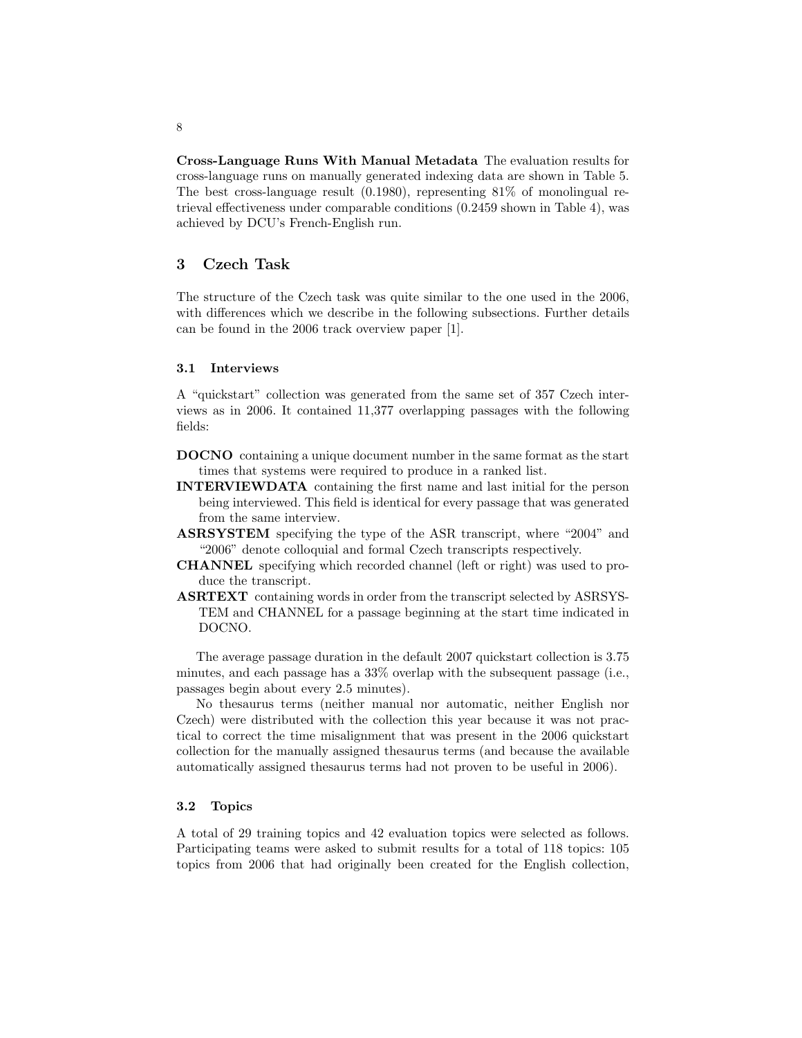**Cross-Language Runs With Manual Metadata** The evaluation results for cross-language runs on manually generated indexing data are shown in Table 5. The best cross-language result (0.1980), representing 81% of monolingual retrieval effectiveness under comparable conditions (0.2459 shown in Table 4), was achieved by DCU's French-English run.

## 3 Czech Task

The structure of the Czech task was quite similar to the one used in the 2006, with differences which we describe in the following subsections. Further details can be found in the 2006 track overview paper [1].

### 3.1 Interviews

A "quickstart" collection was generated from the same set of 357 Czech interviews as in 2006. It contained 11,377 overlapping passages with the following fields:

**DOCNO** containing a unique document number in the same format as the start times that systems were required to produce in a ranked list.

**INTERVIEWDATA** containing the first name and last initial for the person being interviewed. This field is identical for every passage that was generated from the same interview.

**ASRSYSTEM** specifying the type of the ASR transcript, where "2004" and "2006" denote colloquial and formal Czech transcripts respectively.

**CHANNEL** specifying which recorded channel (left or right) was used to produce the transcript.

**ASRTEXT** containing words in order from the transcript selected by ASRSYSTEM and CHANNEL for a passage beginning at the start time indicated in DOCNO.

The average passage duration in the default 2007 quickstart collection is 3.75 minutes, and each passage has a 33% overlap with the subsequent passage (i.e., passages begin about every 2.5 minutes).

No thesaurus terms (neither manual nor automatic, neither English nor Czech) were distributed with the collection this year because it was not practical to correct the time misalignment that was present in the 2006 quickstart collection for the manually assigned thesaurus terms (and because the available automatically assigned thesaurus terms had not proven to be useful in 2006).

### 3.2 Topics

A total of 29 training topics and 42 evaluation topics were selected as follows. Participating teams were asked to submit results for a total of 118 topics: 105 topics from 2006 that had originally been created for the English collection,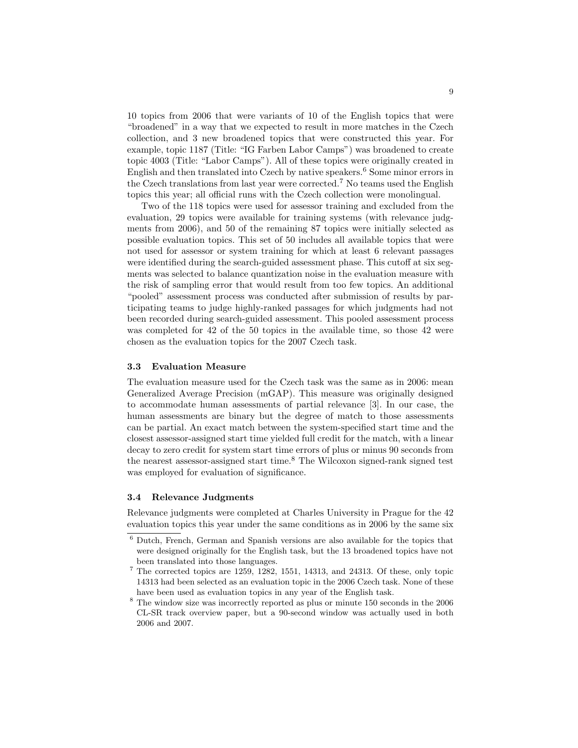10 topics from 2006 that were variants of 10 of the English topics that were "broadened" in a way that we expected to result in more matches in the Czech collection, and 3 new broadened topics that were constructed this year. For example, topic 1187 (Title: "IG Farben Labor Camps") was broadened to create topic 4003 (Title: "Labor Camps"). All of these topics were originally created in English and then translated into Czech by native speakers.[6] Some minor errors in the Czech translations from last year were corrected.[7] No teams used the English topics this year; all official runs with the Czech collection were monolingual.

Two of the 118 topics were used for assessor training and excluded from the evaluation, 29 topics were available for training systems (with relevance judgments from 2006), and 50 of the remaining 87 topics were initially selected as possible evaluation topics. This set of 50 includes all available topics that were not used for assessor or system training for which at least 6 relevant passages were identified during the search-guided assessment phase. This cutoff at six segments was selected to balance quantization noise in the evaluation measure with the risk of sampling error that would result from too few topics. An additional "pooled" assessment process was conducted after submission of results by participating teams to judge highly-ranked passages for which judgments had not been recorded during search-guided assessment. This pooled assessment process was completed for 42 of the 50 topics in the available time, so those 42 were chosen as the evaluation topics for the 2007 Czech task.

### 3.3 Evaluation Measure

The evaluation measure used for the Czech task was the same as in 2006: mean Generalized Average Precision (mGAP). This measure was originally designed to accommodate human assessments of partial relevance [3]. In our case, the human assessments are binary but the degree of match to those assessments can be partial. An exact match between the system-specified start time and the closest assessor-assigned start time yielded full credit for the match, with a linear decay to zero credit for system start time errors of plus or minus 90 seconds from the nearest assessor-assigned start time.[8] The Wilcoxon signed-rank signed test was employed for evaluation of significance.

### 3.4 Relevance Judgments

Relevance judgments were completed at Charles University in Prague for the 42 evaluation topics this year under the same conditions as in 2006 by the same six

---

[6] Dutch, French, German and Spanish versions are also available for the topics that were designed originally for the English task, but the 13 broadened topics have not been translated into those languages.

[7] The corrected topics are 1259, 1282, 1551, 14313, and 24313. Of these, only topic 14313 had been selected as an evaluation topic in the 2006 Czech task. None of these have been used as evaluation topics in any year of the English task.

[8] The window size was incorrectly reported as plus or minute 150 seconds in the 2006 CL-SR track overview paper, but a 90-second window was actually used in both 2006 and 2007.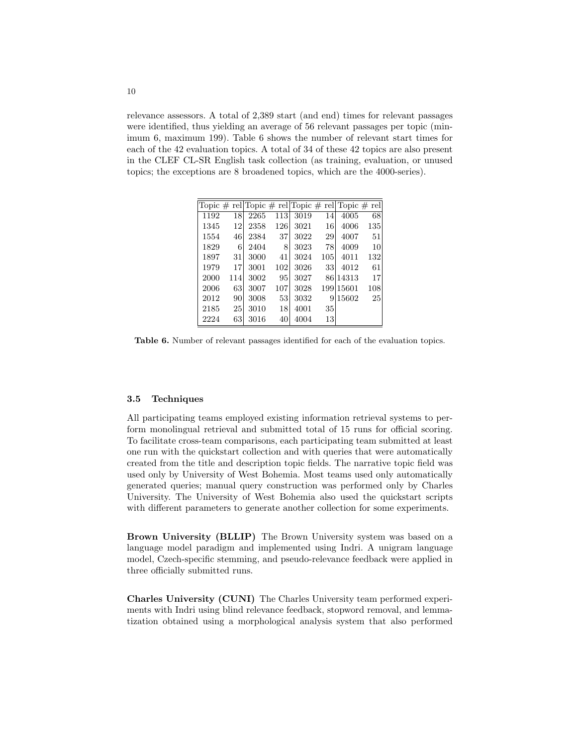relevance assessors. A total of 2,389 start (and end) times for relevant passages were identified, thus yielding an average of 56 relevant passages per topic (minimum 6, maximum 199). Table 6 shows the number of relevant start times for each of the 42 evaluation topics. A total of 34 of these 42 topics are also present in the CLEF CL-SR English task collection (as training, evaluation, or unused topics; the exceptions are 8 broadened topics, which are the 4000-series).

| Topic | # rel | Topic | # rel | Topic | # rel | Topic | # rel |
|---|---|---|---|---|---|---|---|
| 1192 | 18 | 2265 | 113 | 3019 | 14 | 4005 | 68 |
| 1345 | 12 | 2358 | 126 | 3021 | 16 | 4006 | 135 |
| 1554 | 46 | 2384 | 37 | 3022 | 29 | 4007 | 51 |
| 1829 | 6 | 2404 | 8 | 3023 | 78 | 4009 | 10 |
| 1897 | 31 | 3000 | 41 | 3024 | 105 | 4011 | 132 |
| 1979 | 17 | 3001 | 102 | 3026 | 33 | 4012 | 61 |
| 2000 | 114 | 3002 | 95 | 3027 | 86 | 14313 | 17 |
| 2006 | 63 | 3007 | 107 | 3028 | 199 | 15601 | 108 |
| 2012 | 90 | 3008 | 53 | 3032 | 9 | 15602 | 25 |
| 2185 | 25 | 3010 | 18 | 4001 | 35 | | |
| 2224 | 63 | 3016 | 40 | 4004 | 13 | | |

**Table 6.** Number of relevant passages identified for each of the evaluation topics.

### 3.5 Techniques

All participating teams employed existing information retrieval systems to perform monolingual retrieval and submitted total of 15 runs for official scoring. To facilitate cross-team comparisons, each participating team submitted at least one run with the quickstart collection and with queries that were automatically created from the title and description topic fields. The narrative topic field was used only by University of West Bohemia. Most teams used only automatically generated queries; manual query construction was performed only by Charles University. The University of West Bohemia also used the quickstart scripts with different parameters to generate another collection for some experiments.

**Brown University (BLLIP)** The Brown University system was based on a language model paradigm and implemented using Indri. A unigram language model, Czech-specific stemming, and pseudo-relevance feedback were applied in three officially submitted runs.

**Charles University (CUNI)** The Charles University team performed experiments with Indri using blind relevance feedback, stopword removal, and lemmatization obtained using a morphological analysis system that also performed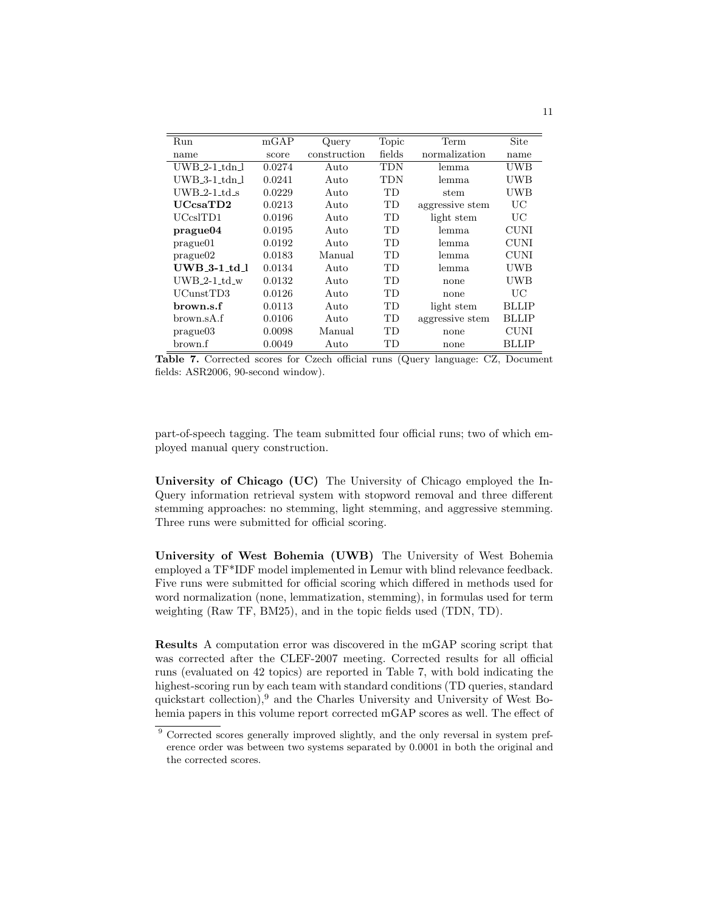| Run name | mGAP score | Query construction | Topic fields | Term normalization | Site name |
|---|---|---|---|---|---|
| UWB_2-1_tdn_l | 0.0274 | Auto | TDN | lemma | UWB |
| UWB_3-1_tdn_l | 0.0241 | Auto | TDN | lemma | UWB |
| UWB_2-1_td_s | 0.0229 | Auto | TD | stem | UWB |
| **UCcsaTD2** | 0.0213 | Auto | TD | aggressive stem | UC |
| UCcslTD1 | 0.0196 | Auto | TD | light stem | UC |
| **prague04** | 0.0195 | Auto | TD | lemma | CUNI |
| prague01 | 0.0192 | Auto | TD | lemma | CUNI |
| prague02 | 0.0183 | Manual | TD | lemma | CUNI |
| **UWB_3-1_td_l** | 0.0134 | Auto | TD | lemma | UWB |
| UWB_2-1_td_w | 0.0132 | Auto | TD | none | UWB |
| UCunstTD3 | 0.0126 | Auto | TD | none | UC |
| **brown.s.f** | 0.0113 | Auto | TD | light stem | BLLIP |
| brown.sA.f | 0.0106 | Auto | TD | aggressive stem | BLLIP |
| prague03 | 0.0098 | Manual | TD | none | CUNI |
| brown.f | 0.0049 | Auto | TD | none | BLLIP |

**Table 7.** Corrected scores for Czech official runs (Query language: CZ, Document fields: ASR2006, 90-second window).

part-of-speech tagging. The team submitted four official runs; two of which employed manual query construction.

**University of Chicago (UC)** The University of Chicago employed the InQuery information retrieval system with stopword removal and three different stemming approaches: no stemming, light stemming, and aggressive stemming. Three runs were submitted for official scoring.

**University of West Bohemia (UWB)** The University of West Bohemia employed a TF*IDF model implemented in Lemur with blind relevance feedback. Five runs were submitted for official scoring which differed in methods used for word normalization (none, lemmatization, stemming), in formulas used for term weighting (Raw TF, BM25), and in the topic fields used (TDN, TD).

**Results** A computation error was discovered in the mGAP scoring script that was corrected after the CLEF-2007 meeting. Corrected results for all official runs (evaluated on 42 topics) are reported in Table 7, with bold indicating the highest-scoring run by each team with standard conditions (TD queries, standard quickstart collection),[9] and the Charles University and University of West Bohemia papers in this volume report corrected mGAP scores as well. The effect of

[9] Corrected scores generally improved slightly, and the only reversal in system preference order was between two systems separated by 0.0001 in both the original and the corrected scores.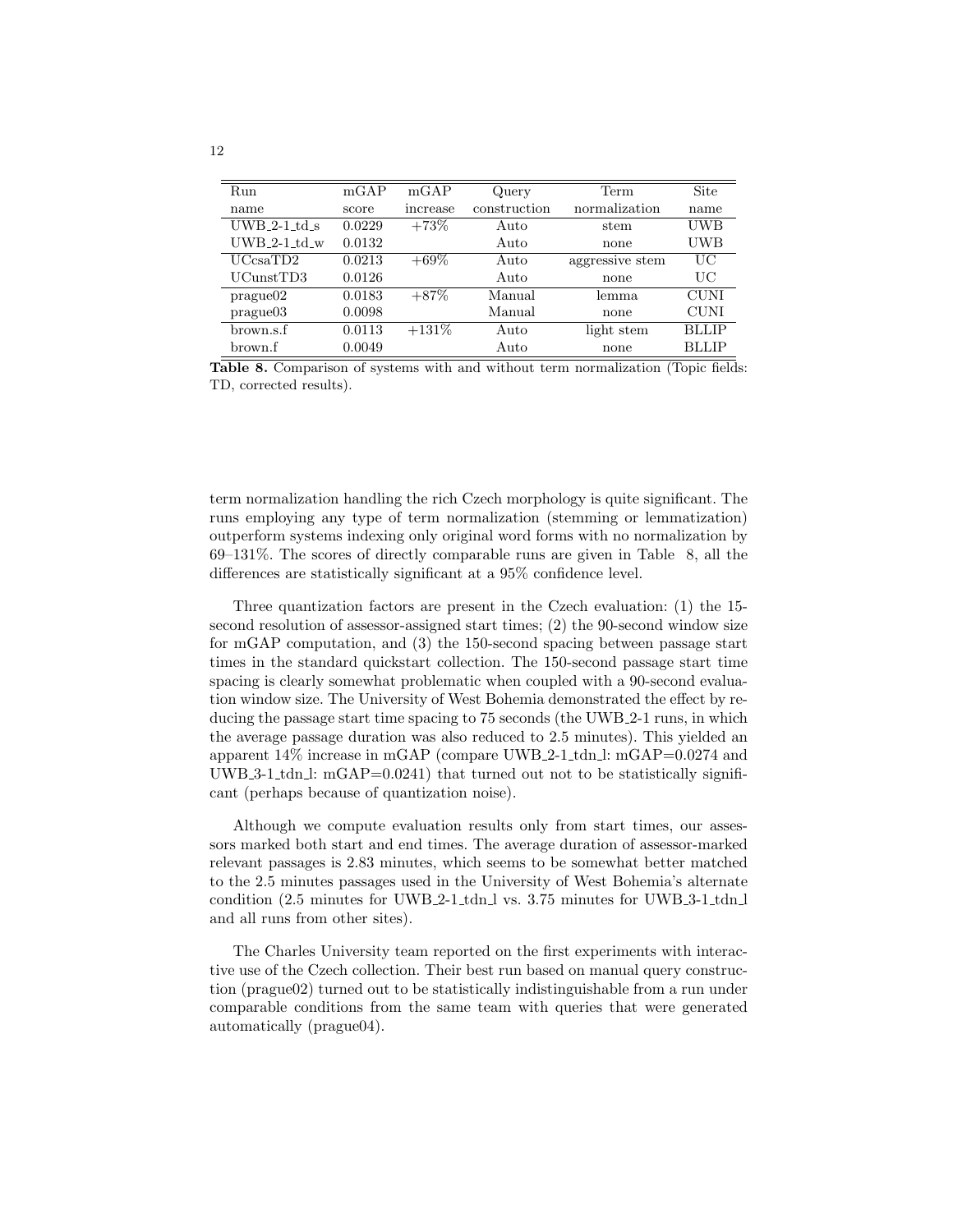| Run name | mGAP score | mGAP increase | Query construction | Term normalization | Site name |
|---|---|---|---|---|---|
| UWB_2-1_td_s | 0.0229 | +73% | Auto | stem | UWB |
| UWB_2-1_td_w | 0.0132 | | Auto | none | UWB |
| UCcsaTD2 | 0.0213 | +69% | Auto | aggressive stem | UC |
| UCunstTD3 | 0.0126 | | Auto | none | UC |
| prague02 | 0.0183 | +87% | Manual | lemma | CUNI |
| prague03 | 0.0098 | | Manual | none | CUNI |
| brown.s.f | 0.0113 | +131% | Auto | light stem | BLLIP |
| brown.f | 0.0049 | | Auto | none | BLLIP |

**Table 8.** Comparison of systems with and without term normalization (Topic fields: TD, corrected results).

term normalization handling the rich Czech morphology is quite significant. The runs employing any type of term normalization (stemming or lemmatization) outperform systems indexing only original word forms with no normalization by 69–131%. The scores of directly comparable runs are given in Table 8, all the differences are statistically significant at a 95% confidence level.

Three quantization factors are present in the Czech evaluation: (1) the 15-second resolution of assessor-assigned start times; (2) the 90-second window size for mGAP computation, and (3) the 150-second spacing between passage start times in the standard quickstart collection. The 150-second passage start time spacing is clearly somewhat problematic when coupled with a 90-second evaluation window size. The University of West Bohemia demonstrated the effect by reducing the passage start time spacing to 75 seconds (the UWB_2-1 runs, in which the average passage duration was also reduced to 2.5 minutes). This yielded an apparent 14% increase in mGAP (compare UWB_2-1_tdn_l: mGAP=0.0274 and UWB_3-1_tdn_l: mGAP=0.0241) that turned out not to be statistically significant (perhaps because of quantization noise).

Although we compute evaluation results only from start times, our assessors marked both start and end times. The average duration of assessor-marked relevant passages is 2.83 minutes, which seems to be somewhat better matched to the 2.5 minutes passages used in the University of West Bohemia's alternate condition (2.5 minutes for UWB_2-1_tdn_l vs. 3.75 minutes for UWB_3-1_tdn_l and all runs from other sites).

The Charles University team reported on the first experiments with interactive use of the Czech collection. Their best run based on manual query construction (prague02) turned out to be statistically indistinguishable from a run under comparable conditions from the same team with queries that were generated automatically (prague04).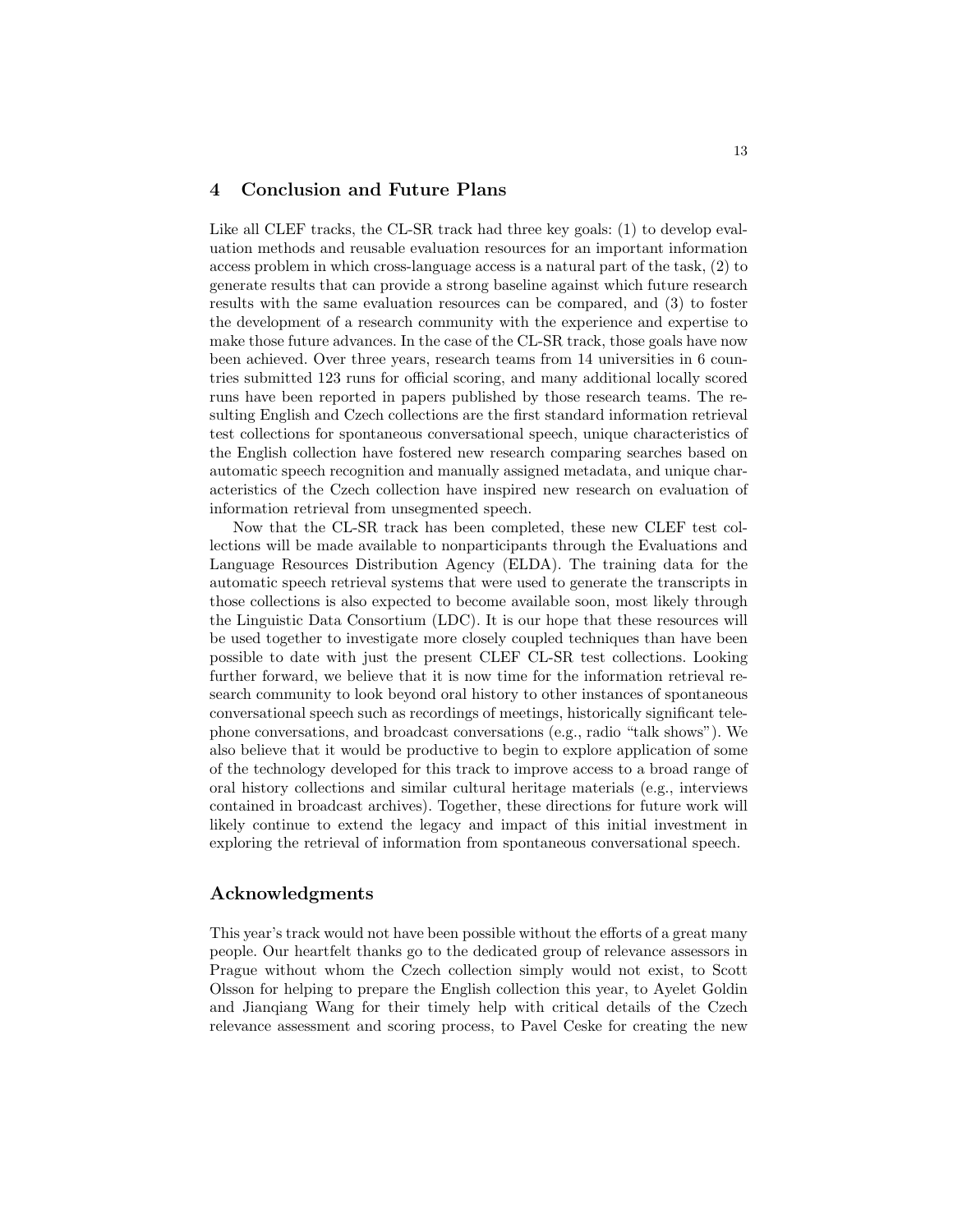## 4 Conclusion and Future Plans

Like all CLEF tracks, the CL-SR track had three key goals: (1) to develop evaluation methods and reusable evaluation resources for an important information access problem in which cross-language access is a natural part of the task, (2) to generate results that can provide a strong baseline against which future research results with the same evaluation resources can be compared, and (3) to foster the development of a research community with the experience and expertise to make those future advances. In the case of the CL-SR track, those goals have now been achieved. Over three years, research teams from 14 universities in 6 countries submitted 123 runs for official scoring, and many additional locally scored runs have been reported in papers published by those research teams. The resulting English and Czech collections are the first standard information retrieval test collections for spontaneous conversational speech, unique characteristics of the English collection have fostered new research comparing searches based on automatic speech recognition and manually assigned metadata, and unique characteristics of the Czech collection have inspired new research on evaluation of information retrieval from unsegmented speech.

Now that the CL-SR track has been completed, these new CLEF test collections will be made available to nonparticipants through the Evaluations and Language Resources Distribution Agency (ELDA). The training data for the automatic speech retrieval systems that were used to generate the transcripts in those collections is also expected to become available soon, most likely through the Linguistic Data Consortium (LDC). It is our hope that these resources will be used together to investigate more closely coupled techniques than have been possible to date with just the present CLEF CL-SR test collections. Looking further forward, we believe that it is now time for the information retrieval research community to look beyond oral history to other instances of spontaneous conversational speech such as recordings of meetings, historically significant telephone conversations, and broadcast conversations (e.g., radio "talk shows"). We also believe that it would be productive to begin to explore application of some of the technology developed for this track to improve access to a broad range of oral history collections and similar cultural heritage materials (e.g., interviews contained in broadcast archives). Together, these directions for future work will likely continue to extend the legacy and impact of this initial investment in exploring the retrieval of information from spontaneous conversational speech.

## Acknowledgments

This year's track would not have been possible without the efforts of a great many people. Our heartfelt thanks go to the dedicated group of relevance assessors in Prague without whom the Czech collection simply would not exist, to Scott Olsson for helping to prepare the English collection this year, to Ayelet Goldin and Jianqiang Wang for their timely help with critical details of the Czech relevance assessment and scoring process, to Pavel Ceske for creating the new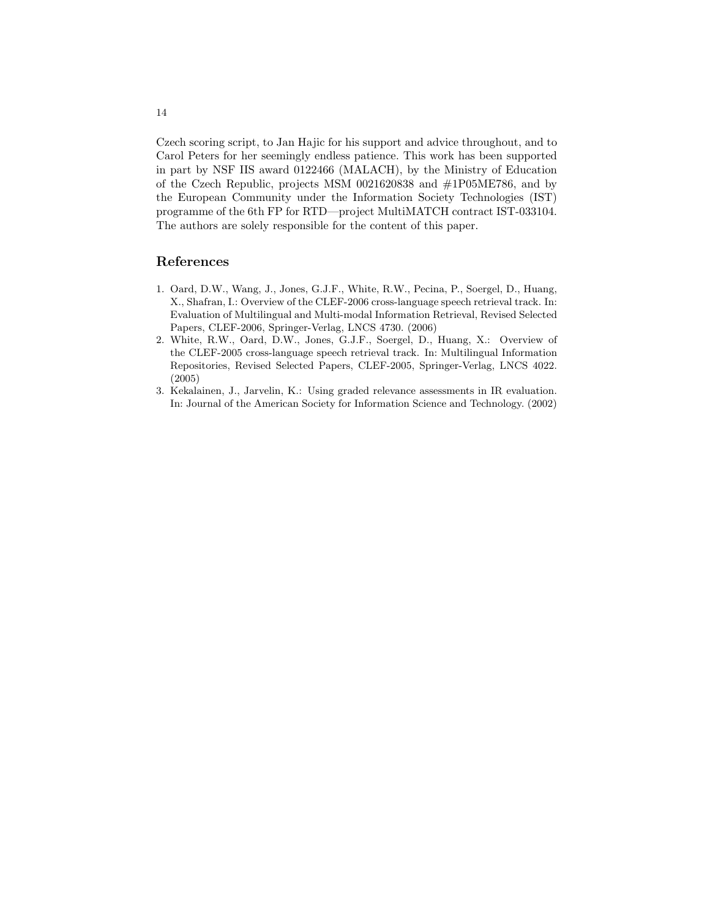Czech scoring script, to Jan Hajic for his support and advice throughout, and to Carol Peters for her seemingly endless patience. This work has been supported in part by NSF IIS award 0122466 (MALACH), by the Ministry of Education of the Czech Republic, projects MSM 0021620838 and #1P05ME786, and by the European Community under the Information Society Technologies (IST) programme of the 6th FP for RTD—project MultiMATCH contract IST-033104. The authors are solely responsible for the content of this paper.

## References

1. Oard, D.W., Wang, J., Jones, G.J.F., White, R.W., Pecina, P., Soergel, D., Huang, X., Shafran, I.: Overview of the CLEF-2006 cross-language speech retrieval track. In: Evaluation of Multilingual and Multi-modal Information Retrieval, Revised Selected Papers, CLEF-2006, Springer-Verlag, LNCS 4730. (2006)
2. White, R.W., Oard, D.W., Jones, G.J.F., Soergel, D., Huang, X.: Overview of the CLEF-2005 cross-language speech retrieval track. In: Multilingual Information Repositories, Revised Selected Papers, CLEF-2005, Springer-Verlag, LNCS 4022. (2005)
3. Kekalainen, J., Jarvelin, K.: Using graded relevance assessments in IR evaluation. In: Journal of the American Society for Information Science and Technology. (2002)